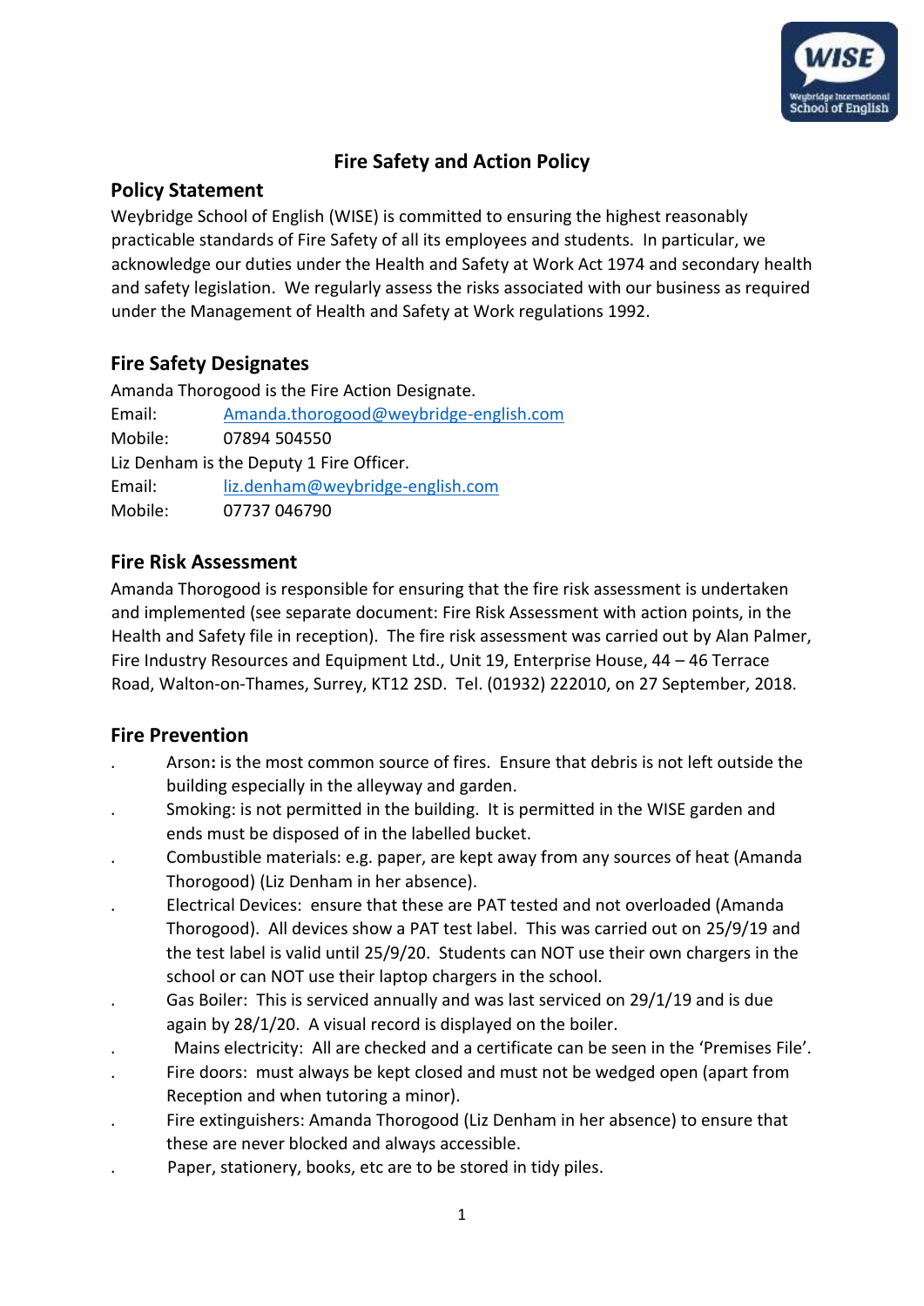# Fire Safety and Action Policy

## Policy Statement

Weybridge School of English (WISE) is committed to ensuring the highest reasonably practicable standards of Fire Safety of all its employees and students. In particular, we acknowledge our duties under the Health and Safety at Work Act 1974 and secondary health and safety legislation. We regularly assess the risks associated with our business as required under the Management of Health and Safety at Work regulations 1992.

## Fire Safety Designates

Amanda Thorogood is the Fire Action Designate.
Email: Amanda.thorogood@weybridge-english.com
Mobile: 07894 504550
Liz Denham is the Deputy 1 Fire Officer.
Email: liz.denham@weybridge-english.com
Mobile: 07737 046790

## Fire Risk Assessment

Amanda Thorogood is responsible for ensuring that the fire risk assessment is undertaken and implemented (see separate document: Fire Risk Assessment with action points, in the Health and Safety file in reception). The fire risk assessment was carried out by Alan Palmer, Fire Industry Resources and Equipment Ltd., Unit 19, Enterprise House, 44 – 46 Terrace Road, Walton-on-Thames, Surrey, KT12 2SD. Tel. (01932) 222010, on 27 September, 2018.

## Fire Prevention

- Arson**:** is the most common source of fires. Ensure that debris is not left outside the building especially in the alleyway and garden.
- Smoking: is not permitted in the building. It is permitted in the WISE garden and ends must be disposed of in the labelled bucket.
- Combustible materials: e.g. paper, are kept away from any sources of heat (Amanda Thorogood) (Liz Denham in her absence).
- Electrical Devices: ensure that these are PAT tested and not overloaded (Amanda Thorogood). All devices show a PAT test label. This was carried out on 25/9/19 and the test label is valid until 25/9/20. Students can NOT use their own chargers in the school or can NOT use their laptop chargers in the school.
- Gas Boiler: This is serviced annually and was last serviced on 29/1/19 and is due again by 28/1/20. A visual record is displayed on the boiler.
- Mains electricity: All are checked and a certificate can be seen in the 'Premises File'.
- Fire doors: must always be kept closed and must not be wedged open (apart from Reception and when tutoring a minor).
- Fire extinguishers: Amanda Thorogood (Liz Denham in her absence) to ensure that these are never blocked and always accessible.
- Paper, stationery, books, etc are to be stored in tidy piles.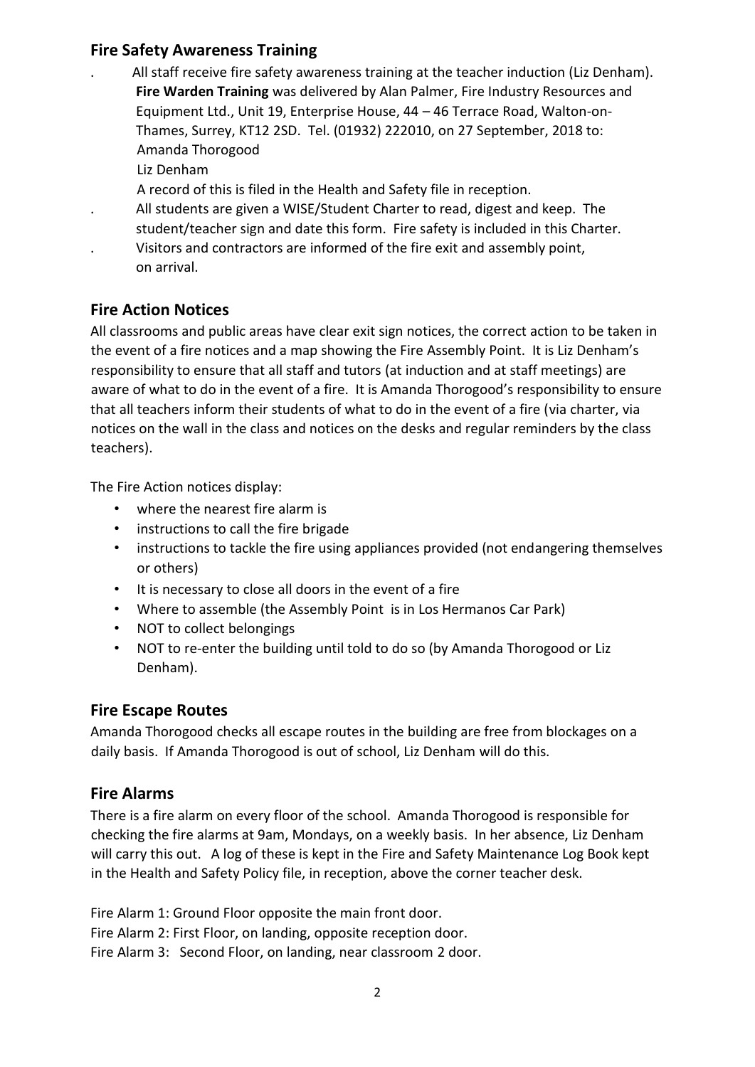## Fire Safety Awareness Training

- All staff receive fire safety awareness training at the teacher induction (Liz Denham). **Fire Warden Training** was delivered by Alan Palmer, Fire Industry Resources and Equipment Ltd., Unit 19, Enterprise House, 44 – 46 Terrace Road, Walton-on-Thames, Surrey, KT12 2SD. Tel. (01932) 222010, on 27 September, 2018 to:
  Amanda Thorogood
  Liz Denham
  A record of this is filed in the Health and Safety file in reception.
- All students are given a WISE/Student Charter to read, digest and keep. The student/teacher sign and date this form. Fire safety is included in this Charter.
- Visitors and contractors are informed of the fire exit and assembly point, on arrival.

## Fire Action Notices

All classrooms and public areas have clear exit sign notices, the correct action to be taken in the event of a fire notices and a map showing the Fire Assembly Point. It is Liz Denham's responsibility to ensure that all staff and tutors (at induction and at staff meetings) are aware of what to do in the event of a fire. It is Amanda Thorogood's responsibility to ensure that all teachers inform their students of what to do in the event of a fire (via charter, via notices on the wall in the class and notices on the desks and regular reminders by the class teachers).

The Fire Action notices display:

- where the nearest fire alarm is
- instructions to call the fire brigade
- instructions to tackle the fire using appliances provided (not endangering themselves or others)
- It is necessary to close all doors in the event of a fire
- Where to assemble (the Assembly Point is in Los Hermanos Car Park)
- NOT to collect belongings
- NOT to re-enter the building until told to do so (by Amanda Thorogood or Liz Denham).

## Fire Escape Routes

Amanda Thorogood checks all escape routes in the building are free from blockages on a daily basis. If Amanda Thorogood is out of school, Liz Denham will do this.

## Fire Alarms

There is a fire alarm on every floor of the school. Amanda Thorogood is responsible for checking the fire alarms at 9am, Mondays, on a weekly basis. In her absence, Liz Denham will carry this out. A log of these is kept in the Fire and Safety Maintenance Log Book kept in the Health and Safety Policy file, in reception, above the corner teacher desk.

Fire Alarm 1: Ground Floor opposite the main front door.
Fire Alarm 2: First Floor, on landing, opposite reception door.
Fire Alarm 3: Second Floor, on landing, near classroom 2 door.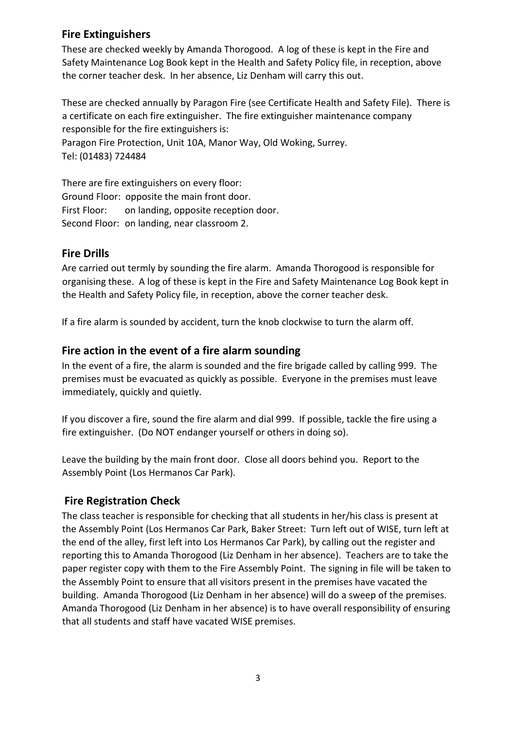## Fire Extinguishers

These are checked weekly by Amanda Thorogood. A log of these is kept in the Fire and Safety Maintenance Log Book kept in the Health and Safety Policy file, in reception, above the corner teacher desk. In her absence, Liz Denham will carry this out.

These are checked annually by Paragon Fire (see Certificate Health and Safety File). There is a certificate on each fire extinguisher. The fire extinguisher maintenance company responsible for the fire extinguishers is:
Paragon Fire Protection, Unit 10A, Manor Way, Old Woking, Surrey.
Tel: (01483) 724484

There are fire extinguishers on every floor:
Ground Floor: opposite the main front door.
First Floor: on landing, opposite reception door.
Second Floor: on landing, near classroom 2.

## Fire Drills

Are carried out termly by sounding the fire alarm. Amanda Thorogood is responsible for organising these. A log of these is kept in the Fire and Safety Maintenance Log Book kept in the Health and Safety Policy file, in reception, above the corner teacher desk.

If a fire alarm is sounded by accident, turn the knob clockwise to turn the alarm off.

## Fire action in the event of a fire alarm sounding

In the event of a fire, the alarm is sounded and the fire brigade called by calling 999. The premises must be evacuated as quickly as possible. Everyone in the premises must leave immediately, quickly and quietly.

If you discover a fire, sound the fire alarm and dial 999. If possible, tackle the fire using a fire extinguisher. (Do NOT endanger yourself or others in doing so).

Leave the building by the main front door. Close all doors behind you. Report to the Assembly Point (Los Hermanos Car Park).

## Fire Registration Check

The class teacher is responsible for checking that all students in her/his class is present at the Assembly Point (Los Hermanos Car Park, Baker Street: Turn left out of WISE, turn left at the end of the alley, first left into Los Hermanos Car Park), by calling out the register and reporting this to Amanda Thorogood (Liz Denham in her absence). Teachers are to take the paper register copy with them to the Fire Assembly Point. The signing in file will be taken to the Assembly Point to ensure that all visitors present in the premises have vacated the building. Amanda Thorogood (Liz Denham in her absence) will do a sweep of the premises. Amanda Thorogood (Liz Denham in her absence) is to have overall responsibility of ensuring that all students and staff have vacated WISE premises.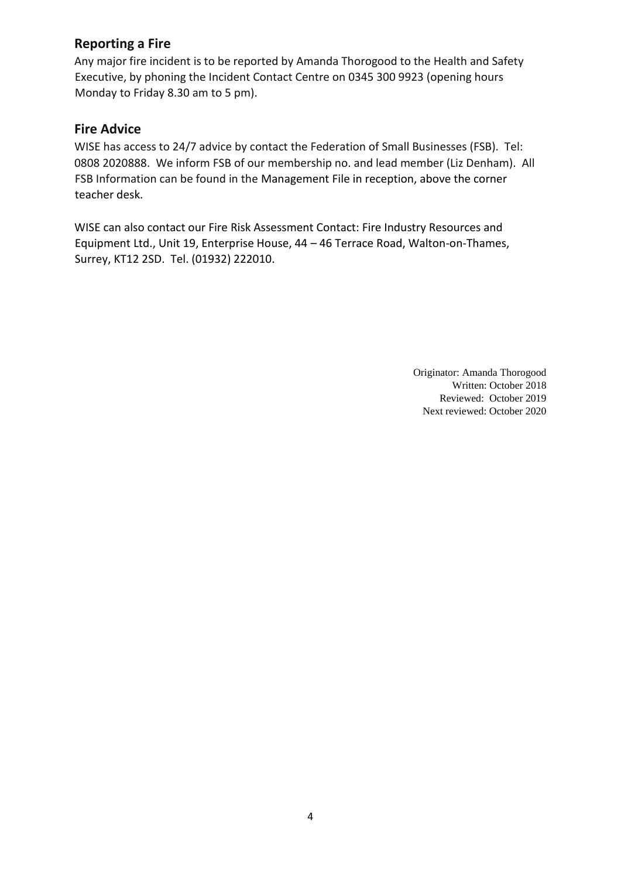## Reporting a Fire

Any major fire incident is to be reported by Amanda Thorogood to the Health and Safety Executive, by phoning the Incident Contact Centre on 0345 300 9923 (opening hours Monday to Friday 8.30 am to 5 pm).

## Fire Advice

WISE has access to 24/7 advice by contact the Federation of Small Businesses (FSB). Tel: 0808 2020888. We inform FSB of our membership no. and lead member (Liz Denham). All FSB Information can be found in the Management File in reception, above the corner teacher desk.

WISE can also contact our Fire Risk Assessment Contact: Fire Industry Resources and Equipment Ltd., Unit 19, Enterprise House, 44 – 46 Terrace Road, Walton-on-Thames, Surrey, KT12 2SD. Tel. (01932) 222010.

Originator: Amanda Thorogood
Written: October 2018
Reviewed: October 2019
Next reviewed: October 2020